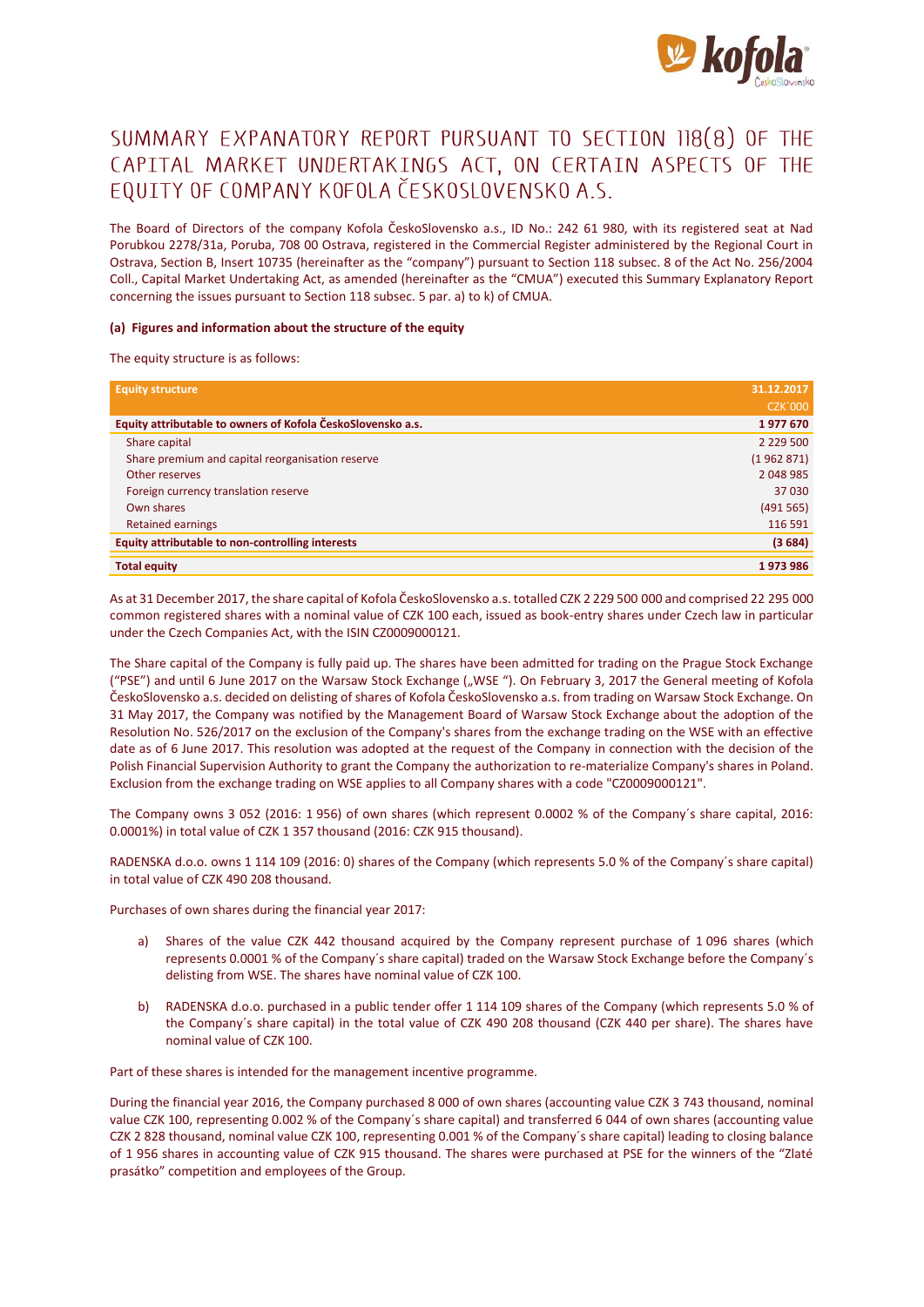# SUMMARY EXPANATORY REPORT PURSUANT TO SECTION 118(8) OF THE CAPITAL MARKET UNDERTAKINGS ACT, ON CERTAIN ASPECTS OF THE EQUITY OF COMPANY KOFOLA ČESKOSLOVENSKO A.S.

The Board of Directors of the company Kofola ČeskoSlovensko a.s., ID No.: 242 61 980, with its registered seat at Nad Porubkou 2278/31a, Poruba, 708 00 Ostrava, registered in the Commercial Register administered by the Regional Court in Ostrava, Section B, Insert 10735 (hereinafter as the "company") pursuant to Section 118 subsec. 8 of the Act No. 256/2004 Coll., Capital Market Undertaking Act, as amended (hereinafter as the "CMUA") executed this Summary Explanatory Report concerning the issues pursuant to Section 118 subsec. 5 par. a) to k) of CMUA.

**(a) Figures and information about the structure of the equity**

The equity structure is as follows:

| Equity structure | 31.12.2017 CZK´000 |
|---|---|
| **Equity attributable to owners of Kofola ČeskoSlovensko a.s.** | **1 977 670** |
| Share capital | 2 229 500 |
| Share premium and capital reorganisation reserve | (1 962 871) |
| Other reserves | 2 048 985 |
| Foreign currency translation reserve | 37 030 |
| Own shares | (491 565) |
| Retained earnings | 116 591 |
| **Equity attributable to non-controlling interests** | **(3 684)** |
| **Total equity** | **1 973 986** |

As at 31 December 2017, the share capital of Kofola ČeskoSlovensko a.s. totalled CZK 2 229 500 000 and comprised 22 295 000 common registered shares with a nominal value of CZK 100 each, issued as book-entry shares under Czech law in particular under the Czech Companies Act, with the ISIN CZ0009000121.

The Share capital of the Company is fully paid up. The shares have been admitted for trading on the Prague Stock Exchange ("PSE") and until 6 June 2017 on the Warsaw Stock Exchange („WSE "). On February 3, 2017 the General meeting of Kofola ČeskoSlovensko a.s. decided on delisting of shares of Kofola ČeskoSlovensko a.s. from trading on Warsaw Stock Exchange. On 31 May 2017, the Company was notified by the Management Board of Warsaw Stock Exchange about the adoption of the Resolution No. 526/2017 on the exclusion of the Company's shares from the exchange trading on the WSE with an effective date as of 6 June 2017. This resolution was adopted at the request of the Company in connection with the decision of the Polish Financial Supervision Authority to grant the Company the authorization to re-materialize Company's shares in Poland. Exclusion from the exchange trading on WSE applies to all Company shares with a code "CZ0009000121".

The Company owns 3 052 (2016: 1 956) of own shares (which represent 0.0002 % of the Company´s share capital, 2016: 0.0001%) in total value of CZK 1 357 thousand (2016: CZK 915 thousand).

RADENSKA d.o.o. owns 1 114 109 (2016: 0) shares of the Company (which represents 5.0 % of the Company´s share capital) in total value of CZK 490 208 thousand.

Purchases of own shares during the financial year 2017:

a) Shares of the value CZK 442 thousand acquired by the Company represent purchase of 1 096 shares (which represents 0.0001 % of the Company´s share capital) traded on the Warsaw Stock Exchange before the Company´s delisting from WSE. The shares have nominal value of CZK 100.

b) RADENSKA d.o.o. purchased in a public tender offer 1 114 109 shares of the Company (which represents 5.0 % of the Company´s share capital) in the total value of CZK 490 208 thousand (CZK 440 per share). The shares have nominal value of CZK 100.

Part of these shares is intended for the management incentive programme.

During the financial year 2016, the Company purchased 8 000 of own shares (accounting value CZK 3 743 thousand, nominal value CZK 100, representing 0.002 % of the Company´s share capital) and transferred 6 044 of own shares (accounting value CZK 2 828 thousand, nominal value CZK 100, representing 0.001 % of the Company´s share capital) leading to closing balance of 1 956 shares in accounting value of CZK 915 thousand. The shares were purchased at PSE for the winners of the "Zlaté prasátko" competition and employees of the Group.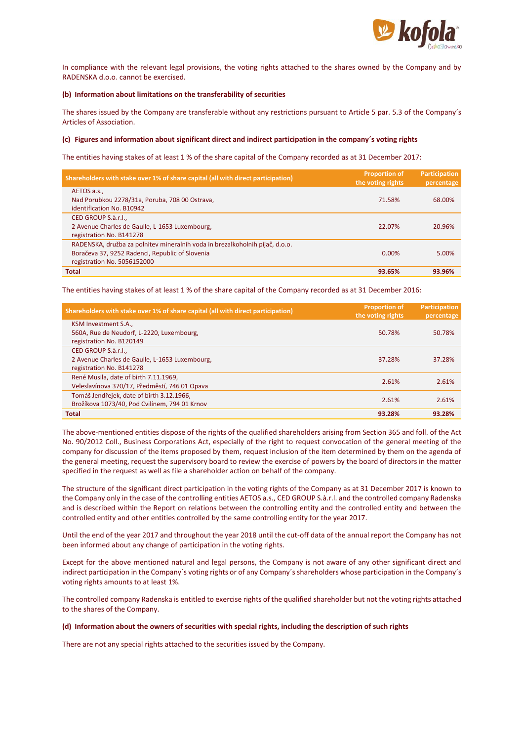In compliance with the relevant legal provisions, the voting rights attached to the shares owned by the Company and by RADENSKA d.o.o. cannot be exercised.

**(b) Information about limitations on the transferability of securities**

The shares issued by the Company are transferable without any restrictions pursuant to Article 5 par. 5.3 of the Company´s Articles of Association.

**(c) Figures and information about significant direct and indirect participation in the company´s voting rights**

The entities having stakes of at least 1 % of the share capital of the Company recorded as at 31 December 2017:

| Shareholders with stake over 1% of share capital (all with direct participation) | Proportion of the voting rights | Participation percentage |
|---|---|---|
| AETOS a.s., Nad Porubkou 2278/31a, Poruba, 708 00 Ostrava, identification No. B10942 | 71.58% | 68.00% |
| CED GROUP S.à.r.l., 2 Avenue Charles de Gaulle, L-1653 Luxembourg, registration No. B141278 | 22.07% | 20.96% |
| RADENSKA, družba za polnitev mineralnih voda in brezalkoholnih pijač, d.o.o. Boračeva 37, 9252 Radenci, Republic of Slovenia registration No. 5056152000 | 0.00% | 5.00% |
| **Total** | **93.65%** | **93.96%** |

The entities having stakes of at least 1 % of the share capital of the Company recorded as at 31 December 2016:

| Shareholders with stake over 1% of share capital (all with direct participation) | Proportion of the voting rights | Participation percentage |
|---|---|---|
| KSM Investment S.A., 560A, Rue de Neudorf, L-2220, Luxembourg, registration No. B120149 | 50.78% | 50.78% |
| CED GROUP S.à.r.l., 2 Avenue Charles de Gaulle, L-1653 Luxembourg, registration No. B141278 | 37.28% | 37.28% |
| René Musila, date of birth 7.11.1969, Veleslavínova 370/17, Předměstí, 746 01 Opava | 2.61% | 2.61% |
| Tomáš Jendřejek, date of birth 3.12.1966, Brožíkova 1073/40, Pod Cvilínem, 794 01 Krnov | 2.61% | 2.61% |
| **Total** | **93.28%** | **93.28%** |

The above-mentioned entities dispose of the rights of the qualified shareholders arising from Section 365 and foll. of the Act No. 90/2012 Coll., Business Corporations Act, especially of the right to request convocation of the general meeting of the company for discussion of the items proposed by them, request inclusion of the item determined by them on the agenda of the general meeting, request the supervisory board to review the exercise of powers by the board of directors in the matter specified in the request as well as file a shareholder action on behalf of the company.

The structure of the significant direct participation in the voting rights of the Company as at 31 December 2017 is known to the Company only in the case of the controlling entities AETOS a.s., CED GROUP S.à.r.l. and the controlled company Radenska and is described within the Report on relations between the controlling entity and the controlled entity and between the controlled entity and other entities controlled by the same controlling entity for the year 2017.

Until the end of the year 2017 and throughout the year 2018 until the cut-off data of the annual report the Company has not been informed about any change of participation in the voting rights.

Except for the above mentioned natural and legal persons, the Company is not aware of any other significant direct and indirect participation in the Company´s voting rights or of any Company´s shareholders whose participation in the Company´s voting rights amounts to at least 1%.

The controlled company Radenska is entitled to exercise rights of the qualified shareholder but not the voting rights attached to the shares of the Company.

**(d) Information about the owners of securities with special rights, including the description of such rights**

There are not any special rights attached to the securities issued by the Company.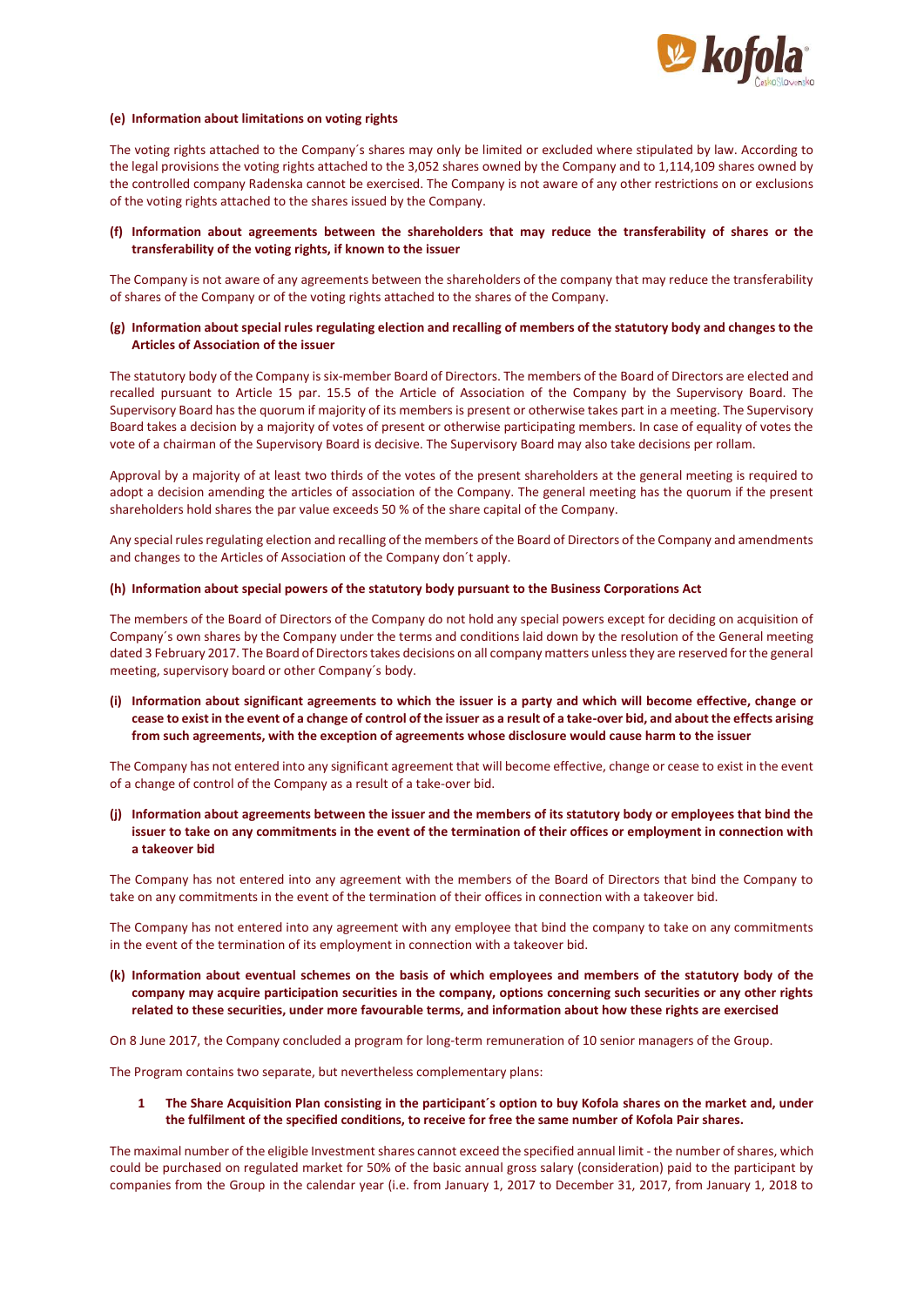**(e) Information about limitations on voting rights**

The voting rights attached to the Company´s shares may only be limited or excluded where stipulated by law. According to the legal provisions the voting rights attached to the 3,052 shares owned by the Company and to 1,114,109 shares owned by the controlled company Radenska cannot be exercised. The Company is not aware of any other restrictions on or exclusions of the voting rights attached to the shares issued by the Company.

**(f) Information about agreements between the shareholders that may reduce the transferability of shares or the transferability of the voting rights, if known to the issuer**

The Company is not aware of any agreements between the shareholders of the company that may reduce the transferability of shares of the Company or of the voting rights attached to the shares of the Company.

**(g) Information about special rules regulating election and recalling of members of the statutory body and changes to the Articles of Association of the issuer**

The statutory body of the Company is six-member Board of Directors. The members of the Board of Directors are elected and recalled pursuant to Article 15 par. 15.5 of the Article of Association of the Company by the Supervisory Board. The Supervisory Board has the quorum if majority of its members is present or otherwise takes part in a meeting. The Supervisory Board takes a decision by a majority of votes of present or otherwise participating members. In case of equality of votes the vote of a chairman of the Supervisory Board is decisive. The Supervisory Board may also take decisions per rollam.

Approval by a majority of at least two thirds of the votes of the present shareholders at the general meeting is required to adopt a decision amending the articles of association of the Company. The general meeting has the quorum if the present shareholders hold shares the par value exceeds 50 % of the share capital of the Company.

Any special rules regulating election and recalling of the members of the Board of Directors of the Company and amendments and changes to the Articles of Association of the Company don´t apply.

**(h) Information about special powers of the statutory body pursuant to the Business Corporations Act**

The members of the Board of Directors of the Company do not hold any special powers except for deciding on acquisition of Company´s own shares by the Company under the terms and conditions laid down by the resolution of the General meeting dated 3 February 2017. The Board of Directors takes decisions on all company matters unless they are reserved for the general meeting, supervisory board or other Company´s body.

**(i) Information about significant agreements to which the issuer is a party and which will become effective, change or cease to exist in the event of a change of control of the issuer as a result of a take-over bid, and about the effects arising from such agreements, with the exception of agreements whose disclosure would cause harm to the issuer**

The Company has not entered into any significant agreement that will become effective, change or cease to exist in the event of a change of control of the Company as a result of a take-over bid.

**(j) Information about agreements between the issuer and the members of its statutory body or employees that bind the issuer to take on any commitments in the event of the termination of their offices or employment in connection with a takeover bid**

The Company has not entered into any agreement with the members of the Board of Directors that bind the Company to take on any commitments in the event of the termination of their offices in connection with a takeover bid.

The Company has not entered into any agreement with any employee that bind the company to take on any commitments in the event of the termination of its employment in connection with a takeover bid.

**(k) Information about eventual schemes on the basis of which employees and members of the statutory body of the company may acquire participation securities in the company, options concerning such securities or any other rights related to these securities, under more favourable terms, and information about how these rights are exercised**

On 8 June 2017, the Company concluded a program for long-term remuneration of 10 senior managers of the Group.

The Program contains two separate, but nevertheless complementary plans:

1. **The Share Acquisition Plan consisting in the participant´s option to buy Kofola shares on the market and, under the fulfilment of the specified conditions, to receive for free the same number of Kofola Pair shares.**

The maximal number of the eligible Investment shares cannot exceed the specified annual limit - the number of shares, which could be purchased on regulated market for 50% of the basic annual gross salary (consideration) paid to the participant by companies from the Group in the calendar year (i.e. from January 1, 2017 to December 31, 2017, from January 1, 2018 to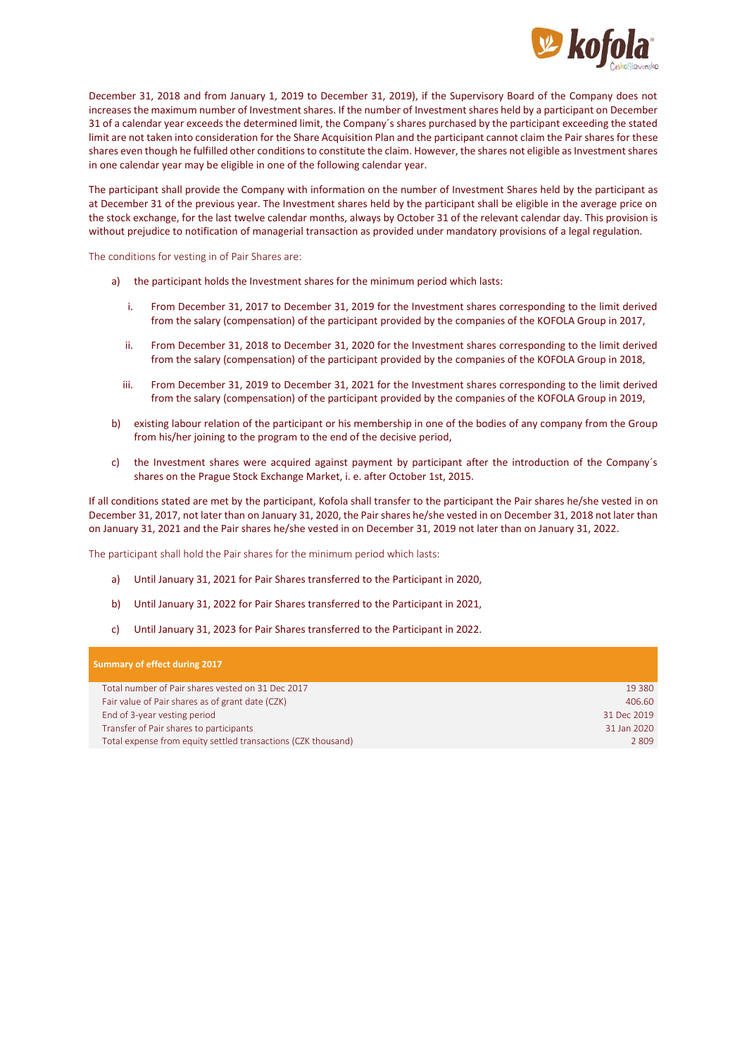December 31, 2018 and from January 1, 2019 to December 31, 2019), if the Supervisory Board of the Company does not increases the maximum number of Investment shares. If the number of Investment shares held by a participant on December 31 of a calendar year exceeds the determined limit, the Company´s shares purchased by the participant exceeding the stated limit are not taken into consideration for the Share Acquisition Plan and the participant cannot claim the Pair shares for these shares even though he fulfilled other conditions to constitute the claim. However, the shares not eligible as Investment shares in one calendar year may be eligible in one of the following calendar year.

The participant shall provide the Company with information on the number of Investment Shares held by the participant as at December 31 of the previous year. The Investment shares held by the participant shall be eligible in the average price on the stock exchange, for the last twelve calendar months, always by October 31 of the relevant calendar day. This provision is without prejudice to notification of managerial transaction as provided under mandatory provisions of a legal regulation.

The conditions for vesting in of Pair Shares are:

a) the participant holds the Investment shares for the minimum period which lasts:

   i. From December 31, 2017 to December 31, 2019 for the Investment shares corresponding to the limit derived from the salary (compensation) of the participant provided by the companies of the KOFOLA Group in 2017,

   ii. From December 31, 2018 to December 31, 2020 for the Investment shares corresponding to the limit derived from the salary (compensation) of the participant provided by the companies of the KOFOLA Group in 2018,

   iii. From December 31, 2019 to December 31, 2021 for the Investment shares corresponding to the limit derived from the salary (compensation) of the participant provided by the companies of the KOFOLA Group in 2019,

b) existing labour relation of the participant or his membership in one of the bodies of any company from the Group from his/her joining to the program to the end of the decisive period,

c) the Investment shares were acquired against payment by participant after the introduction of the Company´s shares on the Prague Stock Exchange Market, i. e. after October 1st, 2015.

If all conditions stated are met by the participant, Kofola shall transfer to the participant the Pair shares he/she vested in on December 31, 2017, not later than on January 31, 2020, the Pair shares he/she vested in on December 31, 2018 not later than on January 31, 2021 and the Pair shares he/she vested in on December 31, 2019 not later than on January 31, 2022.

The participant shall hold the Pair shares for the minimum period which lasts:

a) Until January 31, 2021 for Pair Shares transferred to the Participant in 2020,

b) Until January 31, 2022 for Pair Shares transferred to the Participant in 2021,

c) Until January 31, 2023 for Pair Shares transferred to the Participant in 2022.

| **Summary of effect during 2017** | |
|---|---|
| Total number of Pair shares vested on 31 Dec 2017 | 19 380 |
| Fair value of Pair shares as of grant date (CZK) | 406.60 |
| End of 3-year vesting period | 31 Dec 2019 |
| Transfer of Pair shares to participants | 31 Jan 2020 |
| Total expense from equity settled transactions (CZK thousand) | 2 809 |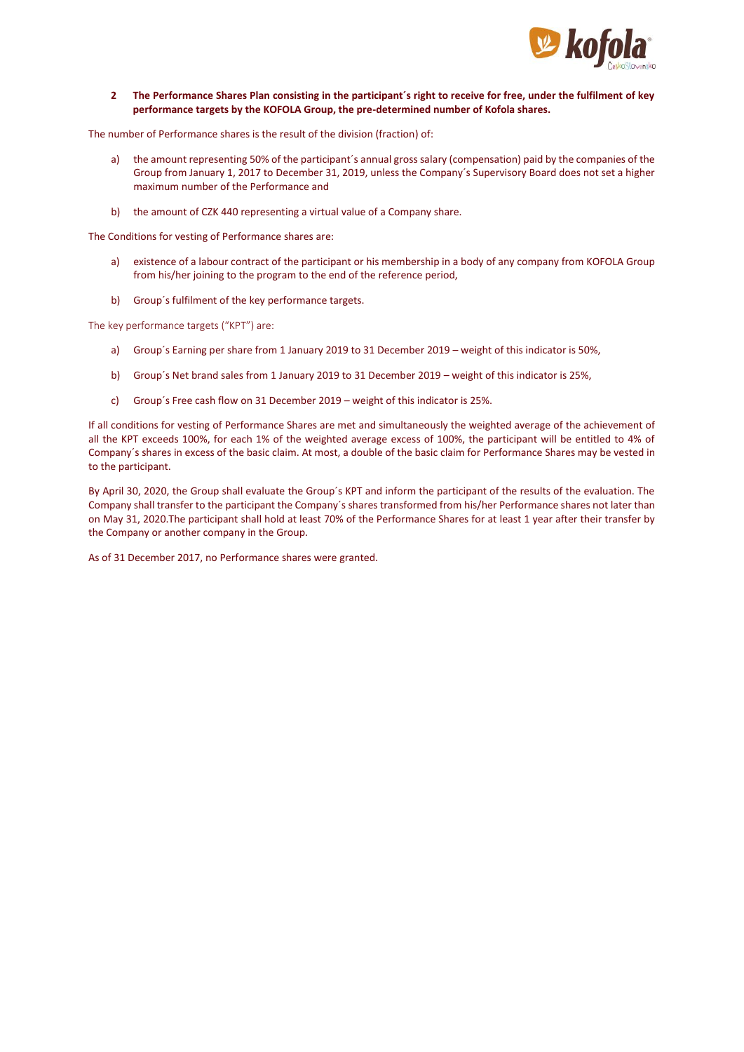**2 The Performance Shares Plan consisting in the participant´s right to receive for free, under the fulfilment of key performance targets by the KOFOLA Group, the pre-determined number of Kofola shares.**

The number of Performance shares is the result of the division (fraction) of:

a) the amount representing 50% of the participant´s annual gross salary (compensation) paid by the companies of the Group from January 1, 2017 to December 31, 2019, unless the Company´s Supervisory Board does not set a higher maximum number of the Performance and

b) the amount of CZK 440 representing a virtual value of a Company share.

The Conditions for vesting of Performance shares are:

a) existence of a labour contract of the participant or his membership in a body of any company from KOFOLA Group from his/her joining to the program to the end of the reference period,

b) Group´s fulfilment of the key performance targets.

The key performance targets ("KPT") are:

a) Group´s Earning per share from 1 January 2019 to 31 December 2019 – weight of this indicator is 50%,

b) Group´s Net brand sales from 1 January 2019 to 31 December 2019 – weight of this indicator is 25%,

c) Group´s Free cash flow on 31 December 2019 – weight of this indicator is 25%.

If all conditions for vesting of Performance Shares are met and simultaneously the weighted average of the achievement of all the KPT exceeds 100%, for each 1% of the weighted average excess of 100%, the participant will be entitled to 4% of Company´s shares in excess of the basic claim. At most, a double of the basic claim for Performance Shares may be vested in to the participant.

By April 30, 2020, the Group shall evaluate the Group´s KPT and inform the participant of the results of the evaluation. The Company shall transfer to the participant the Company´s shares transformed from his/her Performance shares not later than on May 31, 2020.The participant shall hold at least 70% of the Performance Shares for at least 1 year after their transfer by the Company or another company in the Group.

As of 31 December 2017, no Performance shares were granted.